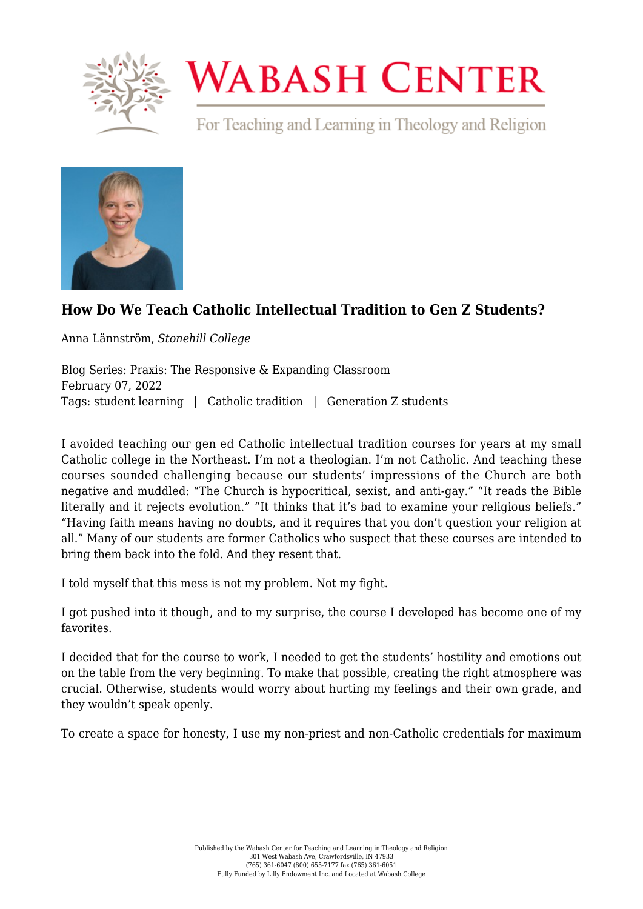# How Do We Teach Catholic Intellectual Tradition to Gen Z Students?

Anna Lännström, *Stonehill College*

Blog Series: Praxis: The Responsive & Expanding Classroom
February 07, 2022
Tags: student learning | Catholic tradition | Generation Z students

I avoided teaching our gen ed Catholic intellectual tradition courses for years at my small Catholic college in the Northeast. I'm not a theologian. I'm not Catholic. And teaching these courses sounded challenging because our students' impressions of the Church are both negative and muddled: "The Church is hypocritical, sexist, and anti-gay." "It reads the Bible literally and it rejects evolution." "It thinks that it's bad to examine your religious beliefs." "Having faith means having no doubts, and it requires that you don't question your religion at all." Many of our students are former Catholics who suspect that these courses are intended to bring them back into the fold. And they resent that.

I told myself that this mess is not my problem. Not my fight.

I got pushed into it though, and to my surprise, the course I developed has become one of my favorites.

I decided that for the course to work, I needed to get the students' hostility and emotions out on the table from the very beginning. To make that possible, creating the right atmosphere was crucial. Otherwise, students would worry about hurting my feelings and their own grade, and they wouldn't speak openly.

To create a space for honesty, I use my non-priest and non-Catholic credentials for maximum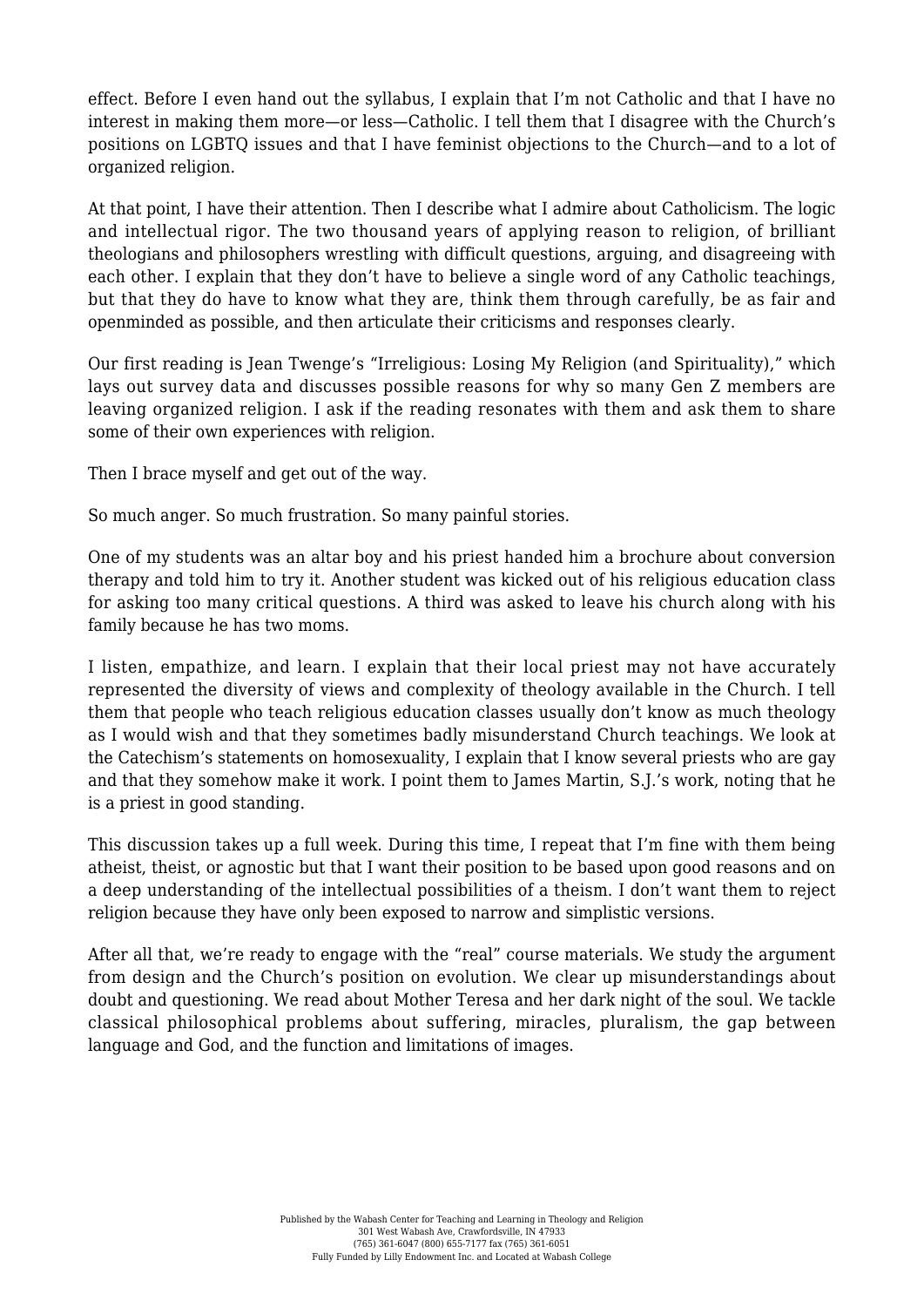effect. Before I even hand out the syllabus, I explain that I'm not Catholic and that I have no interest in making them more—or less—Catholic. I tell them that I disagree with the Church's positions on LGBTQ issues and that I have feminist objections to the Church—and to a lot of organized religion.

At that point, I have their attention. Then I describe what I admire about Catholicism. The logic and intellectual rigor. The two thousand years of applying reason to religion, of brilliant theologians and philosophers wrestling with difficult questions, arguing, and disagreeing with each other. I explain that they don't have to believe a single word of any Catholic teachings, but that they do have to know what they are, think them through carefully, be as fair and openminded as possible, and then articulate their criticisms and responses clearly.

Our first reading is Jean Twenge's "Irreligious: Losing My Religion (and Spirituality)," which lays out survey data and discusses possible reasons for why so many Gen Z members are leaving organized religion. I ask if the reading resonates with them and ask them to share some of their own experiences with religion.

Then I brace myself and get out of the way.

So much anger. So much frustration. So many painful stories.

One of my students was an altar boy and his priest handed him a brochure about conversion therapy and told him to try it. Another student was kicked out of his religious education class for asking too many critical questions. A third was asked to leave his church along with his family because he has two moms.

I listen, empathize, and learn. I explain that their local priest may not have accurately represented the diversity of views and complexity of theology available in the Church. I tell them that people who teach religious education classes usually don't know as much theology as I would wish and that they sometimes badly misunderstand Church teachings. We look at the Catechism's statements on homosexuality, I explain that I know several priests who are gay and that they somehow make it work. I point them to James Martin, S.J.'s work, noting that he is a priest in good standing.

This discussion takes up a full week. During this time, I repeat that I'm fine with them being atheist, theist, or agnostic but that I want their position to be based upon good reasons and on a deep understanding of the intellectual possibilities of a theism. I don't want them to reject religion because they have only been exposed to narrow and simplistic versions.

After all that, we're ready to engage with the "real" course materials. We study the argument from design and the Church's position on evolution. We clear up misunderstandings about doubt and questioning. We read about Mother Teresa and her dark night of the soul. We tackle classical philosophical problems about suffering, miracles, pluralism, the gap between language and God, and the function and limitations of images.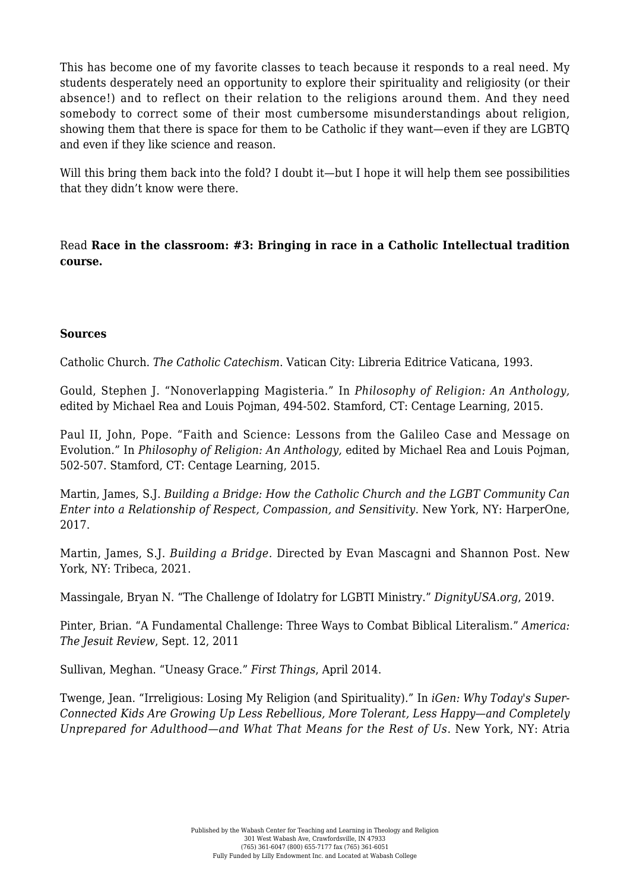This has become one of my favorite classes to teach because it responds to a real need. My students desperately need an opportunity to explore their spirituality and religiosity (or their absence!) and to reflect on their relation to the religions around them. And they need somebody to correct some of their most cumbersome misunderstandings about religion, showing them that there is space for them to be Catholic if they want—even if they are LGBTQ and even if they like science and reason.

Will this bring them back into the fold? I doubt it—but I hope it will help them see possibilities that they didn't know were there.

Read **Race in the classroom: #3: Bringing in race in a Catholic Intellectual tradition course.**

**Sources**

Catholic Church. *The Catholic Catechism*. Vatican City: Libreria Editrice Vaticana, 1993.

Gould, Stephen J. "Nonoverlapping Magisteria." In *Philosophy of Religion: An Anthology,* edited by Michael Rea and Louis Pojman, 494-502. Stamford, CT: Centage Learning, 2015.

Paul II, John, Pope. "Faith and Science: Lessons from the Galileo Case and Message on Evolution." In *Philosophy of Religion: An Anthology,* edited by Michael Rea and Louis Pojman, 502-507. Stamford, CT: Centage Learning, 2015.

Martin, James, S.J. *Building a Bridge: How the Catholic Church and the LGBT Community Can Enter into a Relationship of Respect, Compassion, and Sensitivity*. New York, NY: HarperOne, 2017.

Martin, James, S.J. *Building a Bridge*. Directed by Evan Mascagni and Shannon Post. New York, NY: Tribeca, 2021.

Massingale, Bryan N. "The Challenge of Idolatry for LGBTI Ministry." *DignityUSA.org*, 2019.

Pinter, Brian. "A Fundamental Challenge: Three Ways to Combat Biblical Literalism." *America: The Jesuit Review*, Sept. 12, 2011

Sullivan, Meghan. "Uneasy Grace." *First Things*, April 2014.

Twenge, Jean. "Irreligious: Losing My Religion (and Spirituality)." In *iGen: Why Today's Super-Connected Kids Are Growing Up Less Rebellious, More Tolerant, Less Happy—and Completely Unprepared for Adulthood—and What That Means for the Rest of Us*. New York, NY: Atria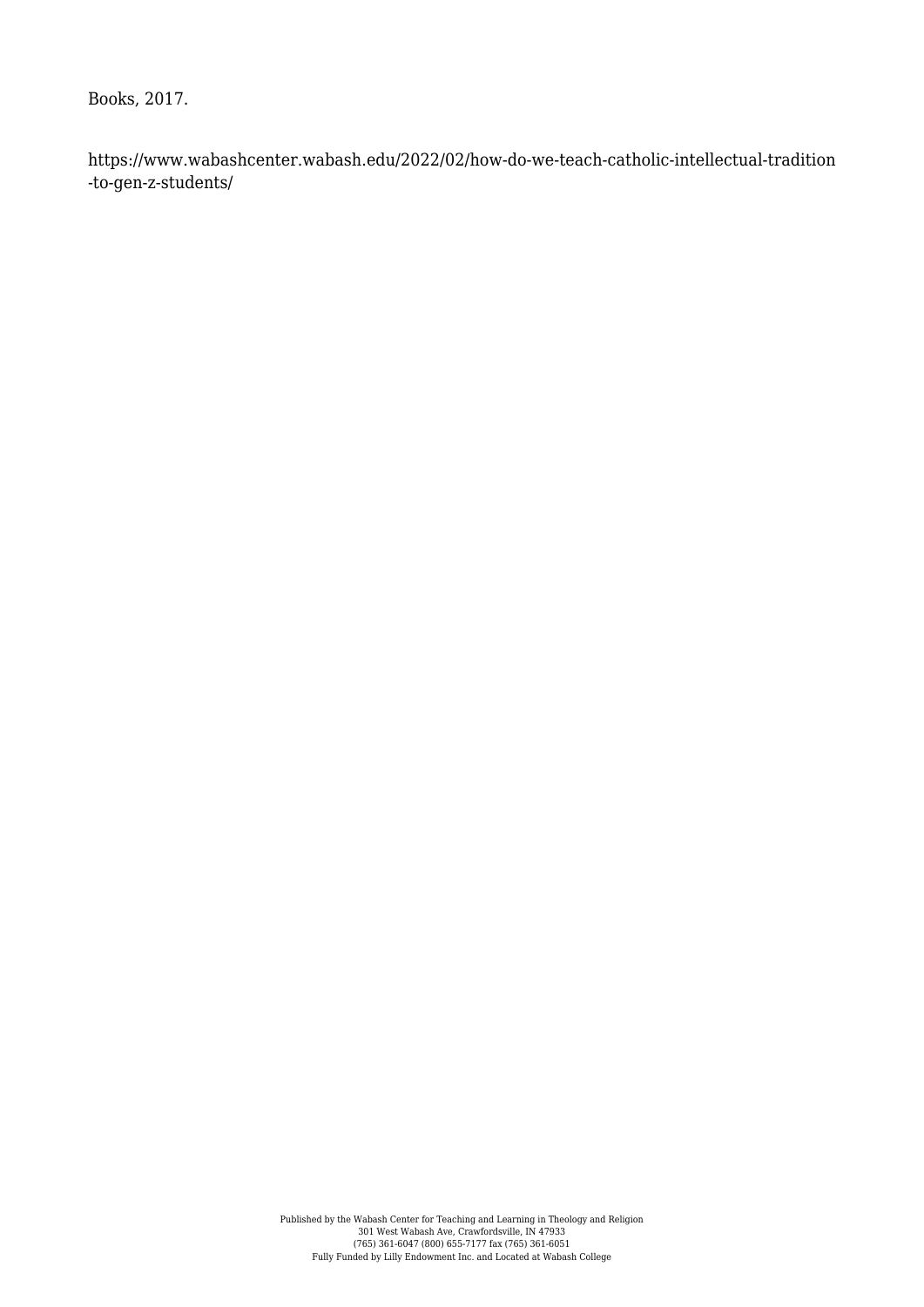Books, 2017.

https://www.wabashcenter.wabash.edu/2022/02/how-do-we-teach-catholic-intellectual-tradition-to-gen-z-students/